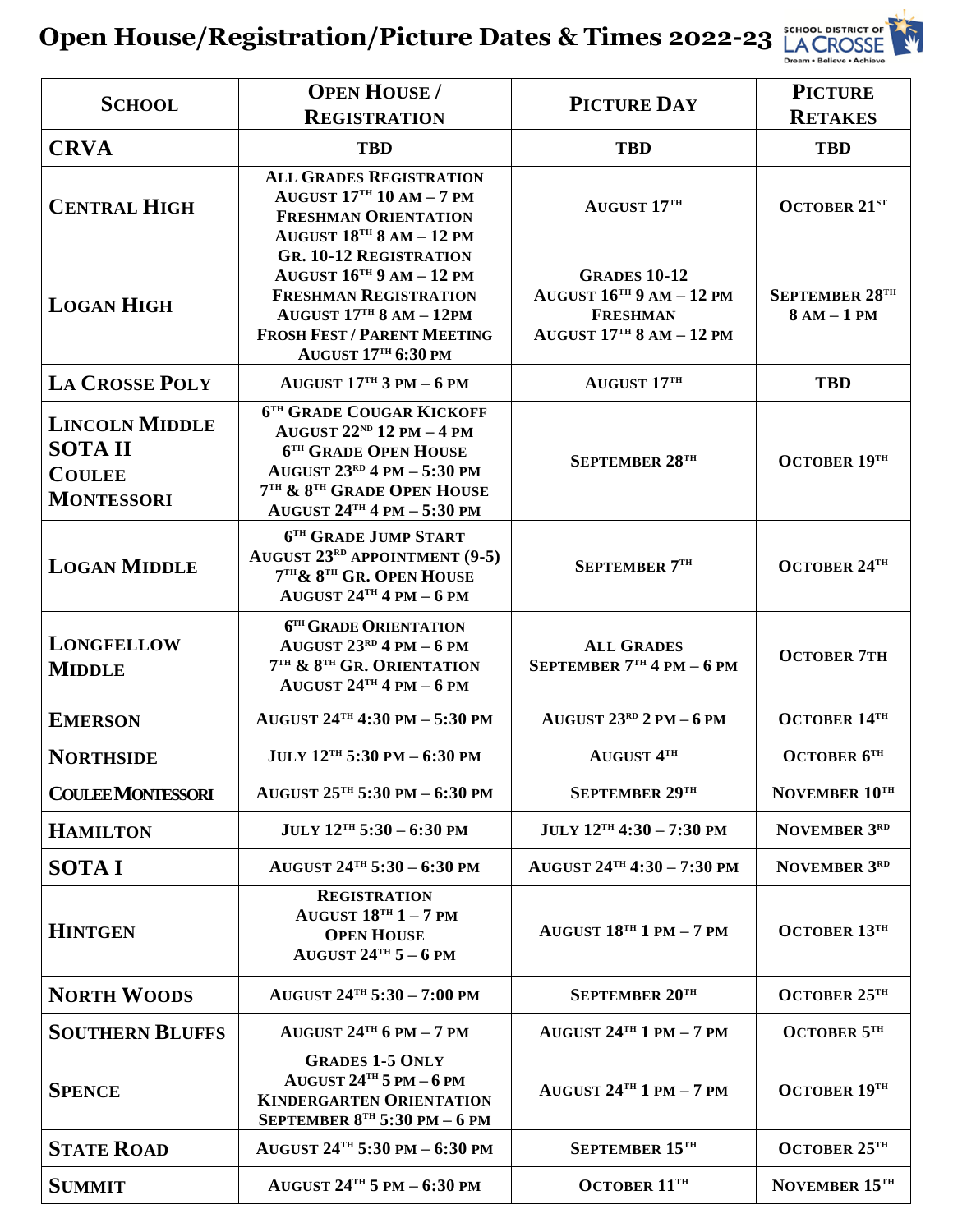# Open House/Registration/Picture Dates & Times 2022-23

| School | Open House / Registration | Picture Day | Picture Retakes |
|---|---|---|---|
| CRVA | TBD | TBD | TBD |
| Central High | All Grades Registration August 17th 10 AM – 7 PM Freshman Orientation August 18th 8 AM – 12 PM | August 17th | October 21st |
| Logan High | Gr. 10-12 Registration August 16th 9 AM – 12 PM Freshman Registration August 17th 8 AM – 12PM Frosh Fest / Parent Meeting August 17th 6:30 PM | Grades 10-12 August 16th 9 AM – 12 PM Freshman August 17th 8 AM – 12 PM | September 28th 8 AM – 1 PM |
| La Crosse Poly | August 17th 3 PM – 6 PM | August 17th | TBD |
| Lincoln Middle SOTA II Coulee Montessori | 6th Grade Cougar Kickoff August 22nd 12 PM – 4 PM 6th Grade Open House August 23rd 4 PM – 5:30 PM 7th & 8th Grade Open House August 24th 4 PM – 5:30 PM | September 28th | October 19th |
| Logan Middle | 6th Grade Jump Start August 23rd appointment (9-5) 7th & 8th Gr. Open House August 24th 4 PM – 6 PM | September 7th | October 24th |
| Longfellow Middle | 6th Grade Orientation August 23rd 4 PM – 6 PM 7th & 8th Gr. Orientation August 24th 4 PM – 6 PM | All Grades September 7th 4 PM – 6 PM | October 7th |
| Emerson | August 24th 4:30 PM – 5:30 PM | August 23rd 2 PM – 6 PM | October 14th |
| Northside | July 12th 5:30 PM – 6:30 PM | August 4th | October 6th |
| Coulee Montessori | August 25th 5:30 PM – 6:30 PM | September 29th | November 10th |
| Hamilton | July 12th 5:30 – 6:30 PM | July 12th 4:30 – 7:30 PM | November 3rd |
| SOTA I | August 24th 5:30 – 6:30 PM | August 24th 4:30 – 7:30 PM | November 3rd |
| Hintgen | Registration August 18th 1 – 7 PM Open House August 24th 5 – 6 PM | August 18th 1 PM – 7 PM | October 13th |
| North Woods | August 24th 5:30 – 7:00 PM | September 20th | October 25th |
| Southern Bluffs | August 24th 6 PM – 7 PM | August 24th 1 PM – 7 PM | October 5th |
| Spence | Grades 1-5 Only August 24th 5 PM – 6 PM Kindergarten Orientation September 8th 5:30 PM – 6 PM | August 24th 1 PM – 7 PM | October 19th |
| State Road | August 24th 5:30 PM – 6:30 PM | September 15th | October 25th |
| Summit | August 24th 5 PM – 6:30 PM | October 11th | November 15th |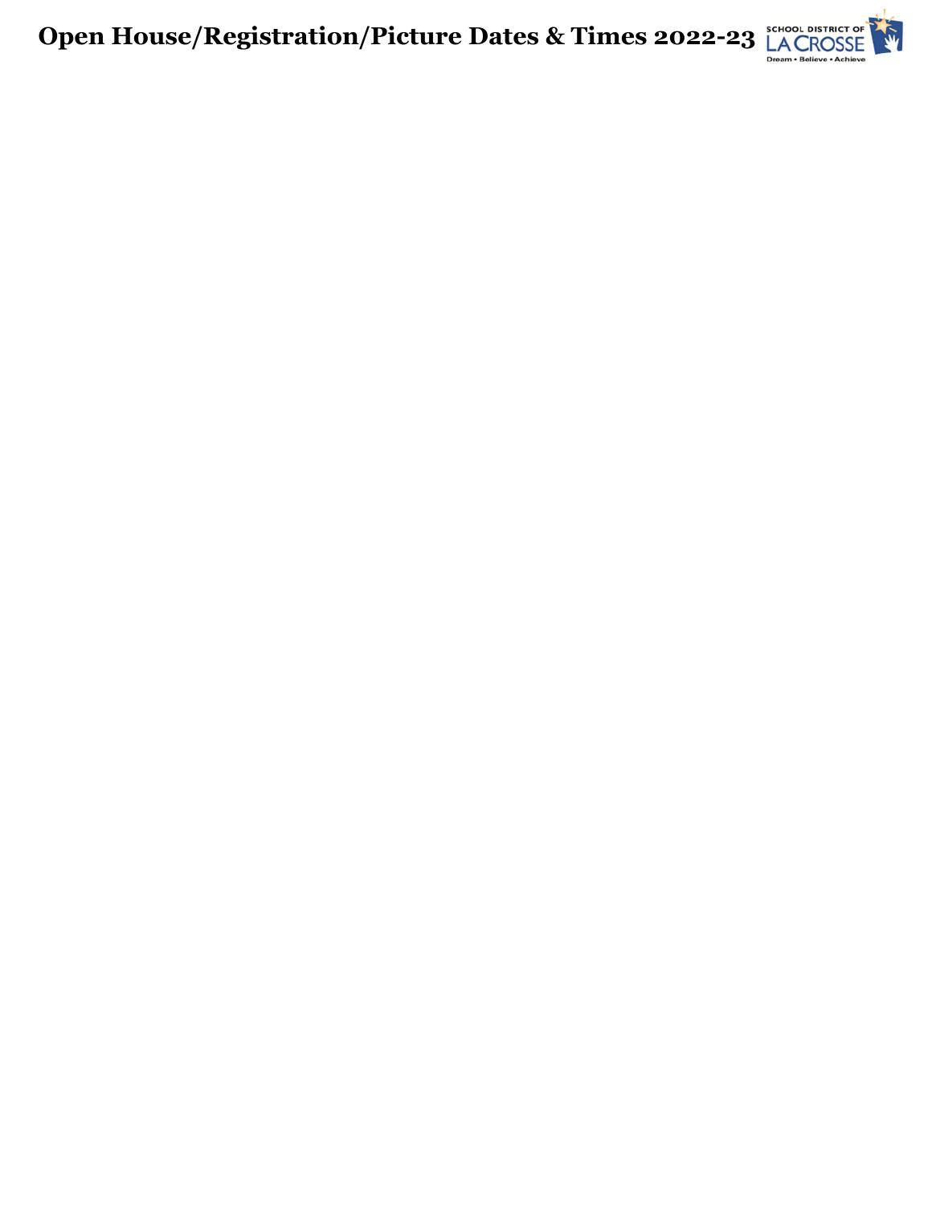# Open House/Registration/Picture Dates & Times 2022-23